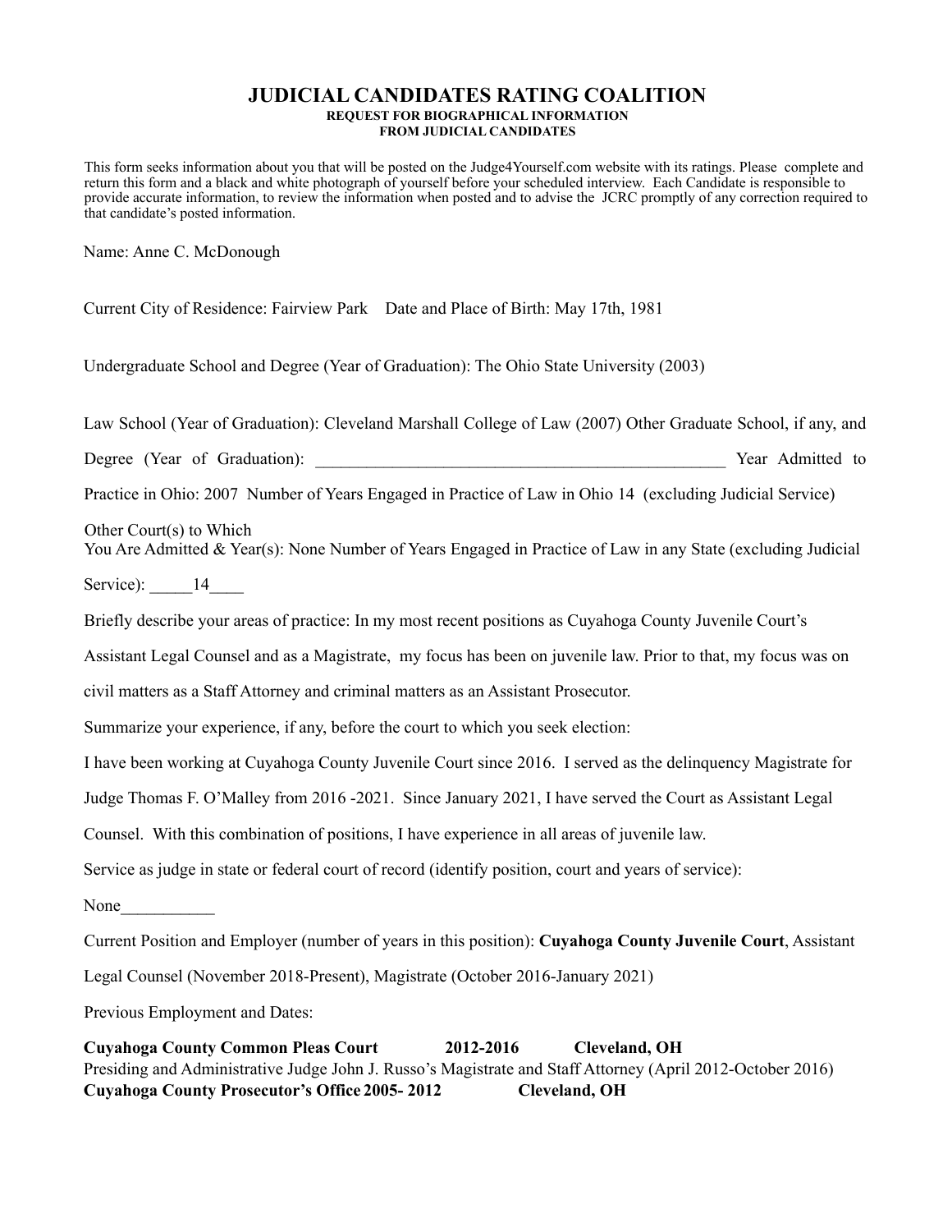# JUDICIAL CANDIDATES RATING COALITION

**REQUEST FOR BIOGRAPHICAL INFORMATION**
**FROM JUDICIAL CANDIDATES**

This form seeks information about you that will be posted on the Judge4Yourself.com website with its ratings. Please complete and return this form and a black and white photograph of yourself before your scheduled interview. Each Candidate is responsible to provide accurate information, to review the information when posted and to advise the JCRC promptly of any correction required to that candidate's posted information.

Name: Anne C. McDonough

Current City of Residence: Fairview Park Date and Place of Birth: May 17th, 1981

Undergraduate School and Degree (Year of Graduation): The Ohio State University (2003)

Law School (Year of Graduation): Cleveland Marshall College of Law (2007) Other Graduate School, if any, and Degree (Year of Graduation): __________________________________________________ Year Admitted to Practice in Ohio: 2007 Number of Years Engaged in Practice of Law in Ohio 14 (excluding Judicial Service)

Other Court(s) to Which You Are Admitted & Year(s): None Number of Years Engaged in Practice of Law in any State (excluding Judicial Service): _____14____

Briefly describe your areas of practice: In my most recent positions as Cuyahoga County Juvenile Court's Assistant Legal Counsel and as a Magistrate, my focus has been on juvenile law. Prior to that, my focus was on civil matters as a Staff Attorney and criminal matters as an Assistant Prosecutor.

Summarize your experience, if any, before the court to which you seek election:

I have been working at Cuyahoga County Juvenile Court since 2016. I served as the delinquency Magistrate for Judge Thomas F. O'Malley from 2016 -2021. Since January 2021, I have served the Court as Assistant Legal Counsel. With this combination of positions, I have experience in all areas of juvenile law.

Service as judge in state or federal court of record (identify position, court and years of service):

None___________

Current Position and Employer (number of years in this position): **Cuyahoga County Juvenile Court**, Assistant Legal Counsel (November 2018-Present), Magistrate (October 2016-January 2021)

Previous Employment and Dates:

**Cuyahoga County Common Pleas Court 2012-2016 Cleveland, OH**
Presiding and Administrative Judge John J. Russo's Magistrate and Staff Attorney (April 2012-October 2016)
**Cuyahoga County Prosecutor's Office 2005- 2012 Cleveland, OH**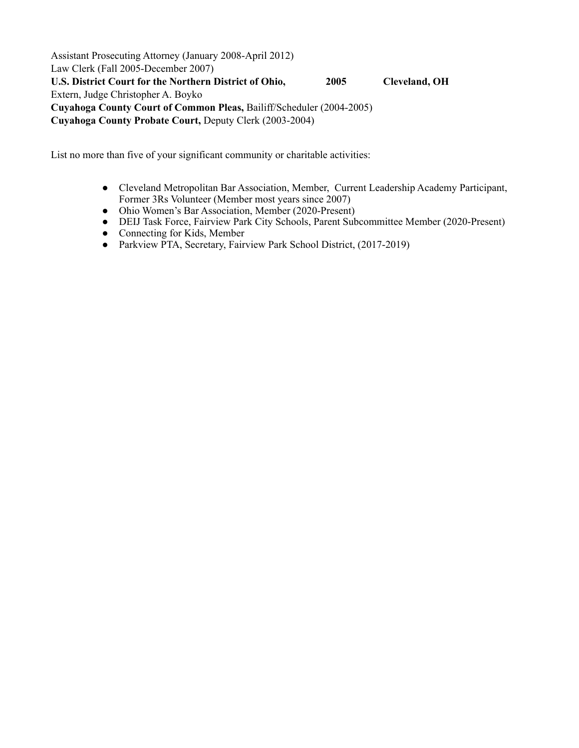Assistant Prosecuting Attorney (January 2008-April 2012)
Law Clerk (Fall 2005-December 2007)
**U.S. District Court for the Northern District of Ohio,** **2005** **Cleveland, OH**
Extern, Judge Christopher A. Boyko
**Cuyahoga County Court of Common Pleas,** Bailiff/Scheduler (2004-2005)
**Cuyahoga County Probate Court,** Deputy Clerk (2003-2004)

List no more than five of your significant community or charitable activities:

- Cleveland Metropolitan Bar Association, Member, Current Leadership Academy Participant, Former 3Rs Volunteer (Member most years since 2007)
- Ohio Women's Bar Association, Member (2020-Present)
- DEIJ Task Force, Fairview Park City Schools, Parent Subcommittee Member (2020-Present)
- Connecting for Kids, Member
- Parkview PTA, Secretary, Fairview Park School District, (2017-2019)